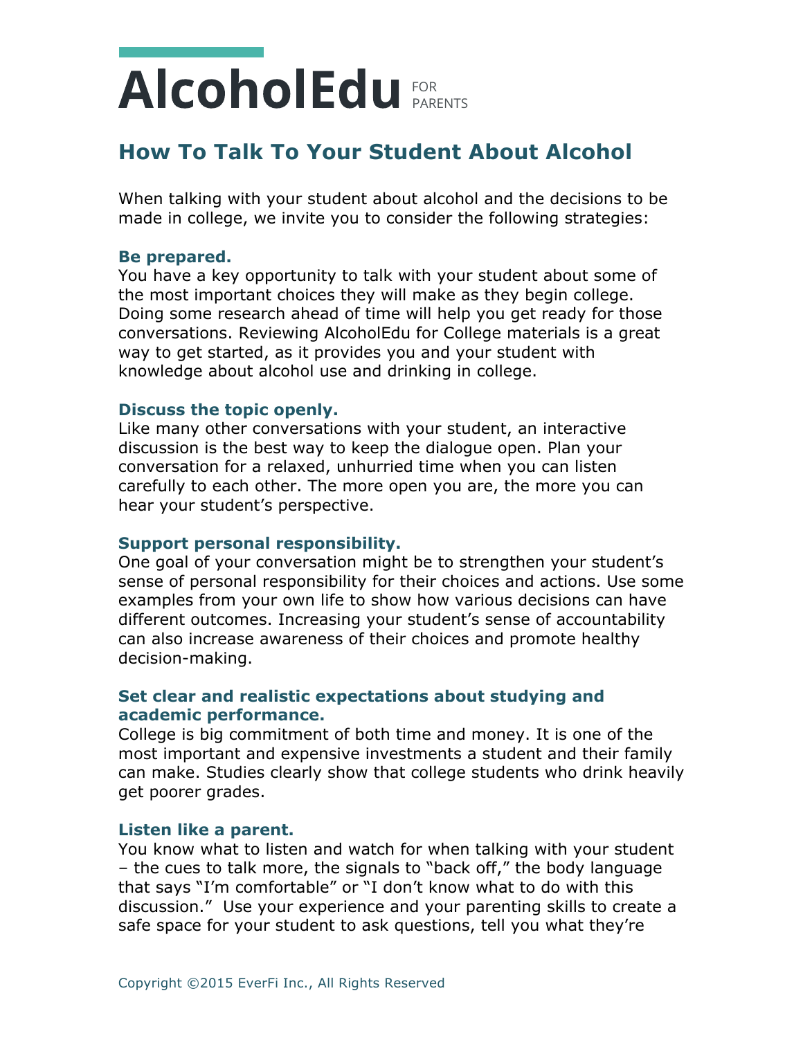# AlcoholEdu FOR PARENTS

## How To Talk To Your Student About Alcohol

When talking with your student about alcohol and the decisions to be made in college, we invite you to consider the following strategies:

### Be prepared.

You have a key opportunity to talk with your student about some of the most important choices they will make as they begin college. Doing some research ahead of time will help you get ready for those conversations. Reviewing AlcoholEdu for College materials is a great way to get started, as it provides you and your student with knowledge about alcohol use and drinking in college.

### Discuss the topic openly.

Like many other conversations with your student, an interactive discussion is the best way to keep the dialogue open. Plan your conversation for a relaxed, unhurried time when you can listen carefully to each other. The more open you are, the more you can hear your student's perspective.

### Support personal responsibility.

One goal of your conversation might be to strengthen your student's sense of personal responsibility for their choices and actions. Use some examples from your own life to show how various decisions can have different outcomes. Increasing your student's sense of accountability can also increase awareness of their choices and promote healthy decision-making.

### Set clear and realistic expectations about studying and academic performance.

College is big commitment of both time and money. It is one of the most important and expensive investments a student and their family can make. Studies clearly show that college students who drink heavily get poorer grades.

### Listen like a parent.

You know what to listen and watch for when talking with your student – the cues to talk more, the signals to "back off," the body language that says "I'm comfortable" or "I don't know what to do with this discussion." Use your experience and your parenting skills to create a safe space for your student to ask questions, tell you what they're

Copyright ©2015 EverFi Inc., All Rights Reserved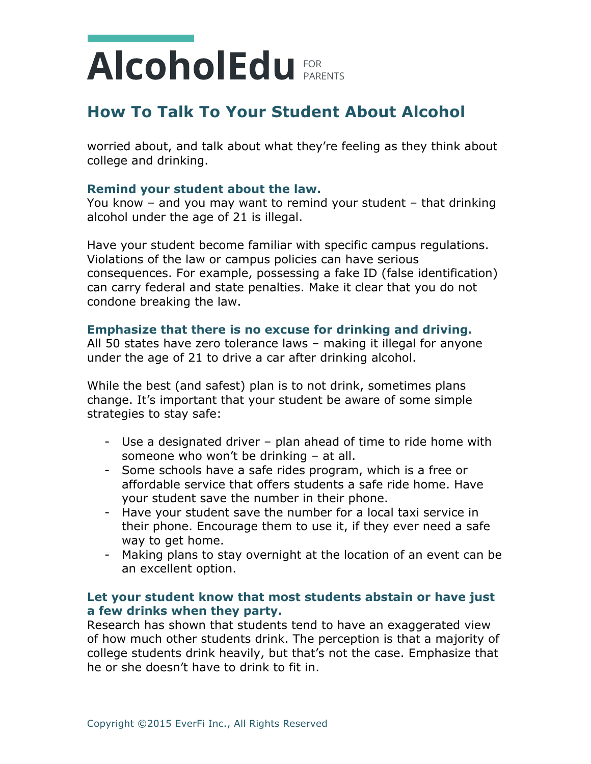worried about, and talk about what they're feeling as they think about college and drinking.

### Remind your student about the law.

You know – and you may want to remind your student – that drinking alcohol under the age of 21 is illegal.

Have your student become familiar with specific campus regulations. Violations of the law or campus policies can have serious consequences. For example, possessing a fake ID (false identification) can carry federal and state penalties. Make it clear that you do not condone breaking the law.

### Emphasize that there is no excuse for drinking and driving.

All 50 states have zero tolerance laws – making it illegal for anyone under the age of 21 to drive a car after drinking alcohol.

While the best (and safest) plan is to not drink, sometimes plans change. It's important that your student be aware of some simple strategies to stay safe:

- Use a designated driver – plan ahead of time to ride home with someone who won't be drinking – at all.
- Some schools have a safe rides program, which is a free or affordable service that offers students a safe ride home. Have your student save the number in their phone.
- Have your student save the number for a local taxi service in their phone. Encourage them to use it, if they ever need a safe way to get home.
- Making plans to stay overnight at the location of an event can be an excellent option.

### Let your student know that most students abstain or have just a few drinks when they party.

Research has shown that students tend to have an exaggerated view of how much other students drink. The perception is that a majority of college students drink heavily, but that's not the case. Emphasize that he or she doesn't have to drink to fit in.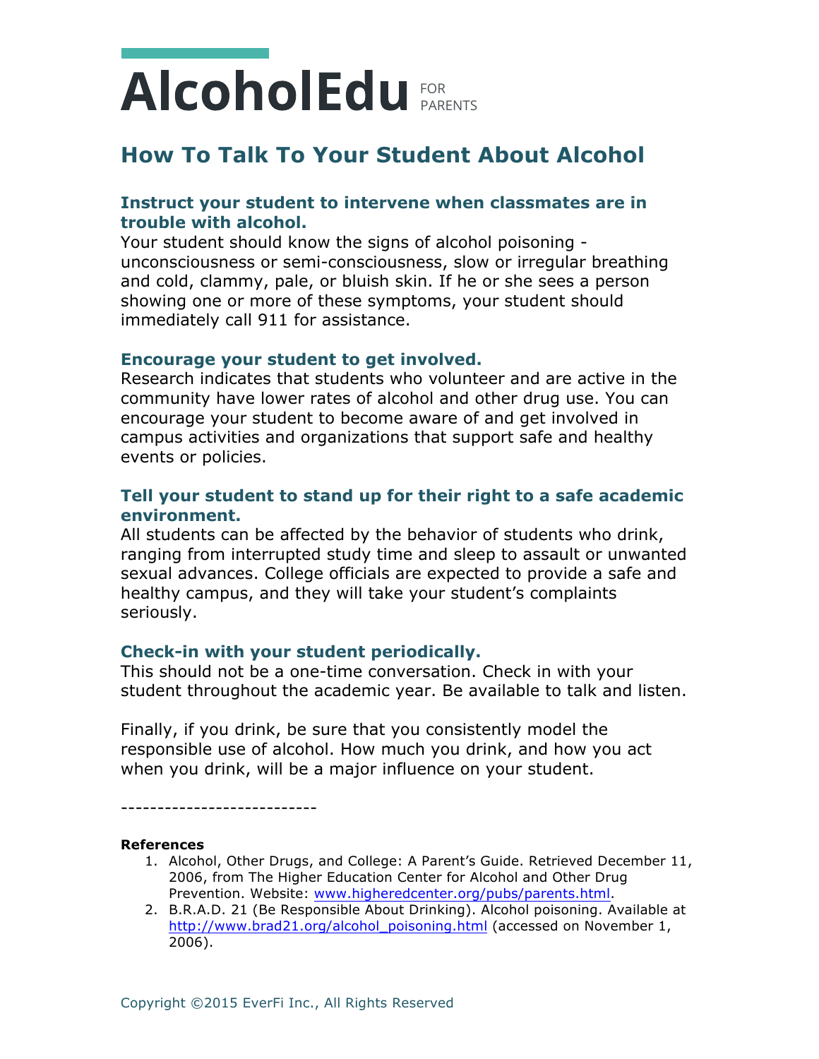# AlcoholEdu FOR PARENTS

## How To Talk To Your Student About Alcohol

### Instruct your student to intervene when classmates are in trouble with alcohol.

Your student should know the signs of alcohol poisoning - unconsciousness or semi-consciousness, slow or irregular breathing and cold, clammy, pale, or bluish skin. If he or she sees a person showing one or more of these symptoms, your student should immediately call 911 for assistance.

### Encourage your student to get involved.

Research indicates that students who volunteer and are active in the community have lower rates of alcohol and other drug use. You can encourage your student to become aware of and get involved in campus activities and organizations that support safe and healthy events or policies.

### Tell your student to stand up for their right to a safe academic environment.

All students can be affected by the behavior of students who drink, ranging from interrupted study time and sleep to assault or unwanted sexual advances. College officials are expected to provide a safe and healthy campus, and they will take your student's complaints seriously.

### Check-in with your student periodically.

This should not be a one-time conversation. Check in with your student throughout the academic year. Be available to talk and listen.

Finally, if you drink, be sure that you consistently model the responsible use of alcohol. How much you drink, and how you act when you drink, will be a major influence on your student.

---------------------------

**References**

1. Alcohol, Other Drugs, and College: A Parent's Guide. Retrieved December 11, 2006, from The Higher Education Center for Alcohol and Other Drug Prevention. Website: www.higheredcenter.org/pubs/parents.html.
2. B.R.A.D. 21 (Be Responsible About Drinking). Alcohol poisoning. Available at http://www.brad21.org/alcohol_poisoning.html (accessed on November 1, 2006).

Copyright ©2015 EverFi Inc., All Rights Reserved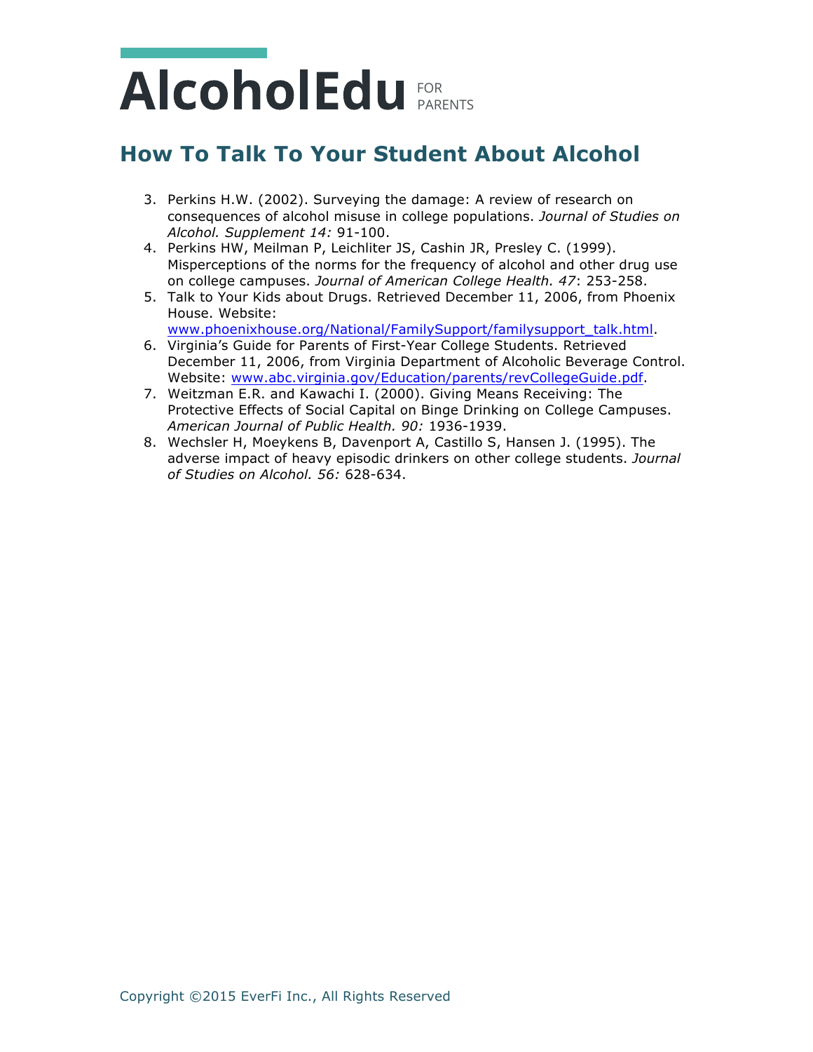# AlcoholEdu FOR PARENTS

## How To Talk To Your Student About Alcohol

3. Perkins H.W. (2002). Surveying the damage: A review of research on consequences of alcohol misuse in college populations. *Journal of Studies on Alcohol. Supplement 14:* 91-100.
4. Perkins HW, Meilman P, Leichliter JS, Cashin JR, Presley C. (1999). Misperceptions of the norms for the frequency of alcohol and other drug use on college campuses. *Journal of American College Health. 47*: 253-258.
5. Talk to Your Kids about Drugs. Retrieved December 11, 2006, from Phoenix House. Website: [www.phoenixhouse.org/National/FamilySupport/familysupport_talk.html](http://www.phoenixhouse.org/National/FamilySupport/familysupport_talk.html).
6. Virginia's Guide for Parents of First-Year College Students. Retrieved December 11, 2006, from Virginia Department of Alcoholic Beverage Control. Website: [www.abc.virginia.gov/Education/parents/revCollegeGuide.pdf](http://www.abc.virginia.gov/Education/parents/revCollegeGuide.pdf).
7. Weitzman E.R. and Kawachi I. (2000). Giving Means Receiving: The Protective Effects of Social Capital on Binge Drinking on College Campuses. *American Journal of Public Health. 90:* 1936-1939.
8. Wechsler H, Moeykens B, Davenport A, Castillo S, Hansen J. (1995). The adverse impact of heavy episodic drinkers on other college students. *Journal of Studies on Alcohol. 56:* 628-634.

Copyright ©2015 EverFi Inc., All Rights Reserved